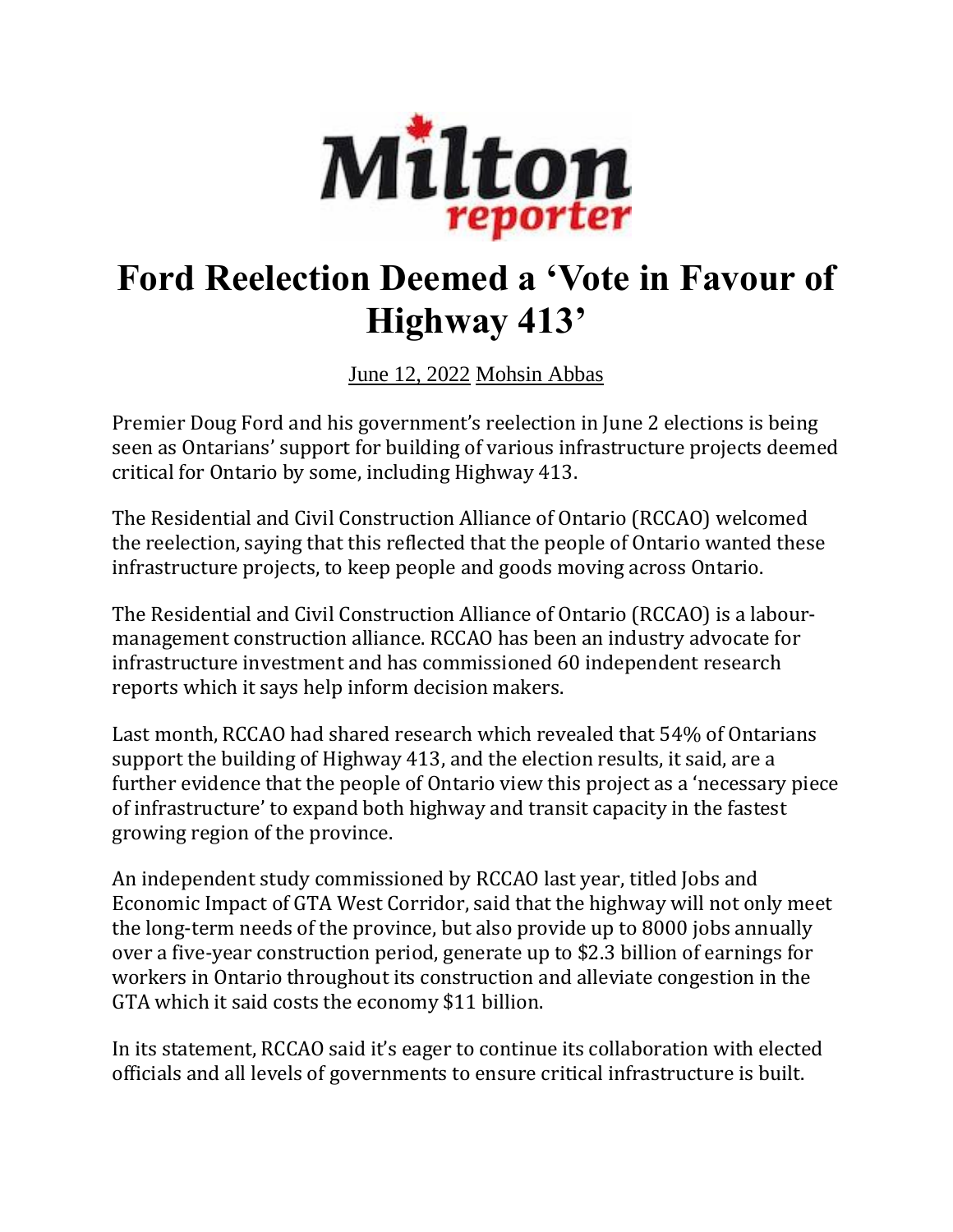Milton reporter

# Ford Reelection Deemed a 'Vote in Favour of Highway 413'

June 12, 2022 Mohsin Abbas

Premier Doug Ford and his government's reelection in June 2 elections is being seen as Ontarians' support for building of various infrastructure projects deemed critical for Ontario by some, including Highway 413.

The Residential and Civil Construction Alliance of Ontario (RCCAO) welcomed the reelection, saying that this reflected that the people of Ontario wanted these infrastructure projects, to keep people and goods moving across Ontario.

The Residential and Civil Construction Alliance of Ontario (RCCAO) is a labour-management construction alliance. RCCAO has been an industry advocate for infrastructure investment and has commissioned 60 independent research reports which it says help inform decision makers.

Last month, RCCAO had shared research which revealed that 54% of Ontarians support the building of Highway 413, and the election results, it said, are a further evidence that the people of Ontario view this project as a 'necessary piece of infrastructure' to expand both highway and transit capacity in the fastest growing region of the province.

An independent study commissioned by RCCAO last year, titled Jobs and Economic Impact of GTA West Corridor, said that the highway will not only meet the long-term needs of the province, but also provide up to 8000 jobs annually over a five-year construction period, generate up to $2.3 billion of earnings for workers in Ontario throughout its construction and alleviate congestion in the GTA which it said costs the economy $11 billion.

In its statement, RCCAO said it's eager to continue its collaboration with elected officials and all levels of governments to ensure critical infrastructure is built.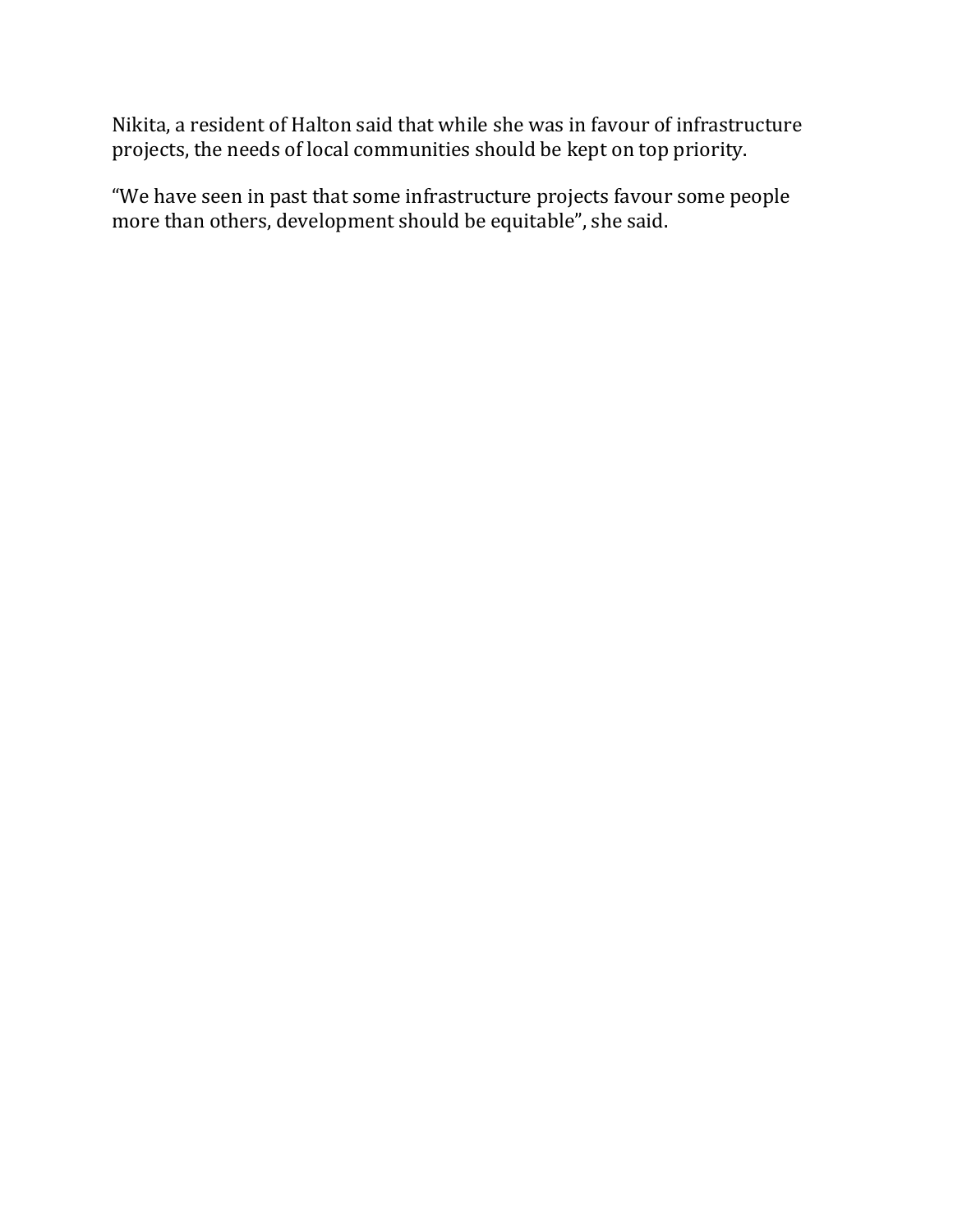Nikita, a resident of Halton said that while she was in favour of infrastructure projects, the needs of local communities should be kept on top priority.

“We have seen in past that some infrastructure projects favour some people more than others, development should be equitable”, she said.